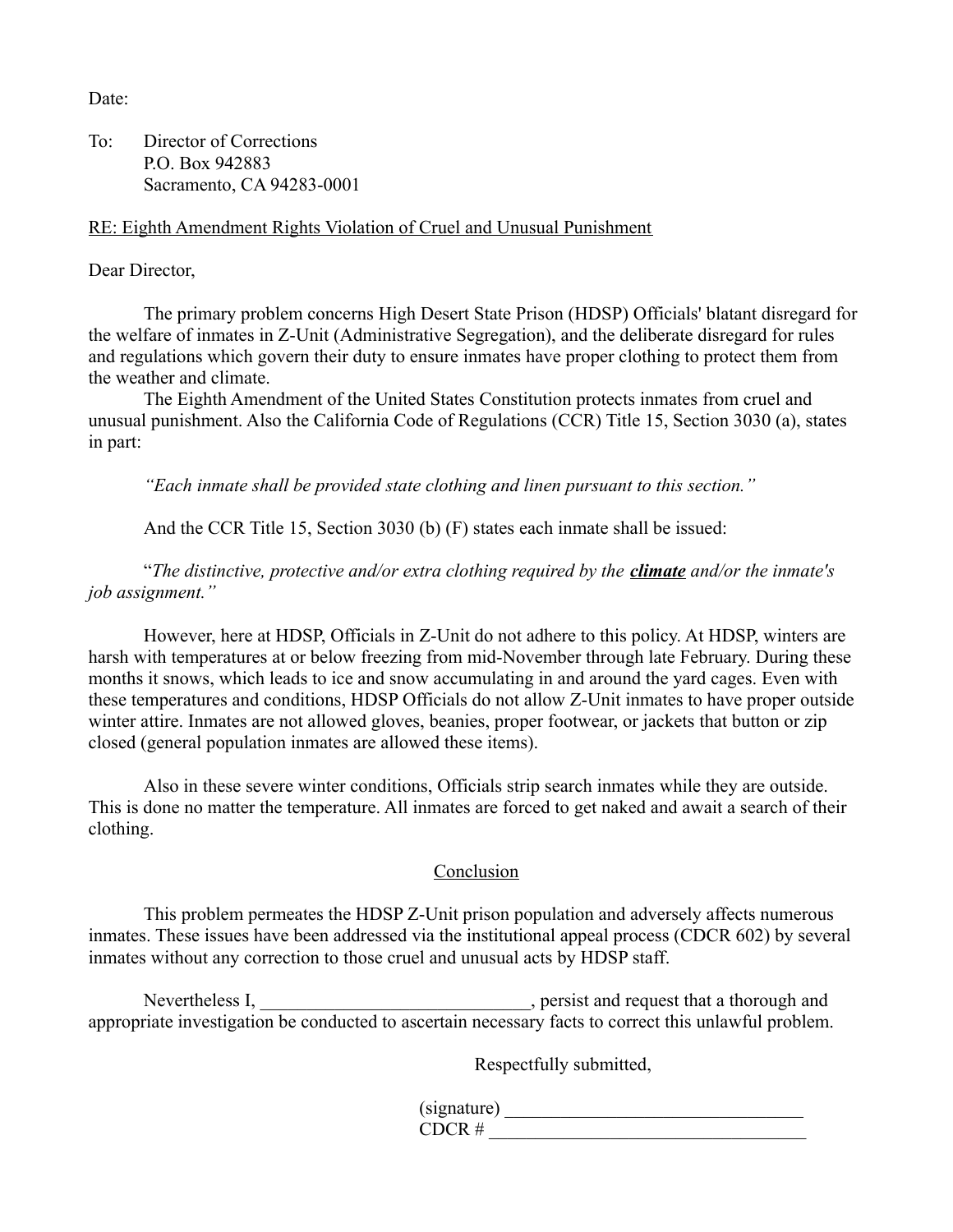Date:

To: Director of Corrections
P.O. Box 942883
Sacramento, CA 94283-0001

<u>RE: Eighth Amendment Rights Violation of Cruel and Unusual Punishment</u>

Dear Director,

The primary problem concerns High Desert State Prison (HDSP) Officials' blatant disregard for the welfare of inmates in Z-Unit (Administrative Segregation), and the deliberate disregard for rules and regulations which govern their duty to ensure inmates have proper clothing to protect them from the weather and climate.

The Eighth Amendment of the United States Constitution protects inmates from cruel and unusual punishment. Also the California Code of Regulations (CCR) Title 15, Section 3030 (a), states in part:

*"Each inmate shall be provided state clothing and linen pursuant to this section."*

And the CCR Title 15, Section 3030 (b) (F) states each inmate shall be issued:

"*The distinctive, protective and/or extra clothing required by the* ***<u>climate</u>*** *and/or the inmate's job assignment."*

However, here at HDSP, Officials in Z-Unit do not adhere to this policy. At HDSP, winters are harsh with temperatures at or below freezing from mid-November through late February. During these months it snows, which leads to ice and snow accumulating in and around the yard cages. Even with these temperatures and conditions, HDSP Officials do not allow Z-Unit inmates to have proper outside winter attire. Inmates are not allowed gloves, beanies, proper footwear, or jackets that button or zip closed (general population inmates are allowed these items).

Also in these severe winter conditions, Officials strip search inmates while they are outside. This is done no matter the temperature. All inmates are forced to get naked and await a search of their clothing.

<u>Conclusion</u>

This problem permeates the HDSP Z-Unit prison population and adversely affects numerous inmates. These issues have been addressed via the institutional appeal process (CDCR 602) by several inmates without any correction to those cruel and unusual acts by HDSP staff.

Nevertheless I, \_\_\_\_\_\_\_\_\_\_\_\_\_\_\_\_\_\_\_\_\_\_\_\_\_\_\_\_\_\_, persist and request that a thorough and appropriate investigation be conducted to ascertain necessary facts to correct this unlawful problem.

Respectfully submitted,

(signature) \_\_\_\_\_\_\_\_\_\_\_\_\_\_\_\_\_\_\_\_\_\_\_\_\_\_\_\_\_\_\_\_\_\_
CDCR # \_\_\_\_\_\_\_\_\_\_\_\_\_\_\_\_\_\_\_\_\_\_\_\_\_\_\_\_\_\_\_\_\_\_\_\_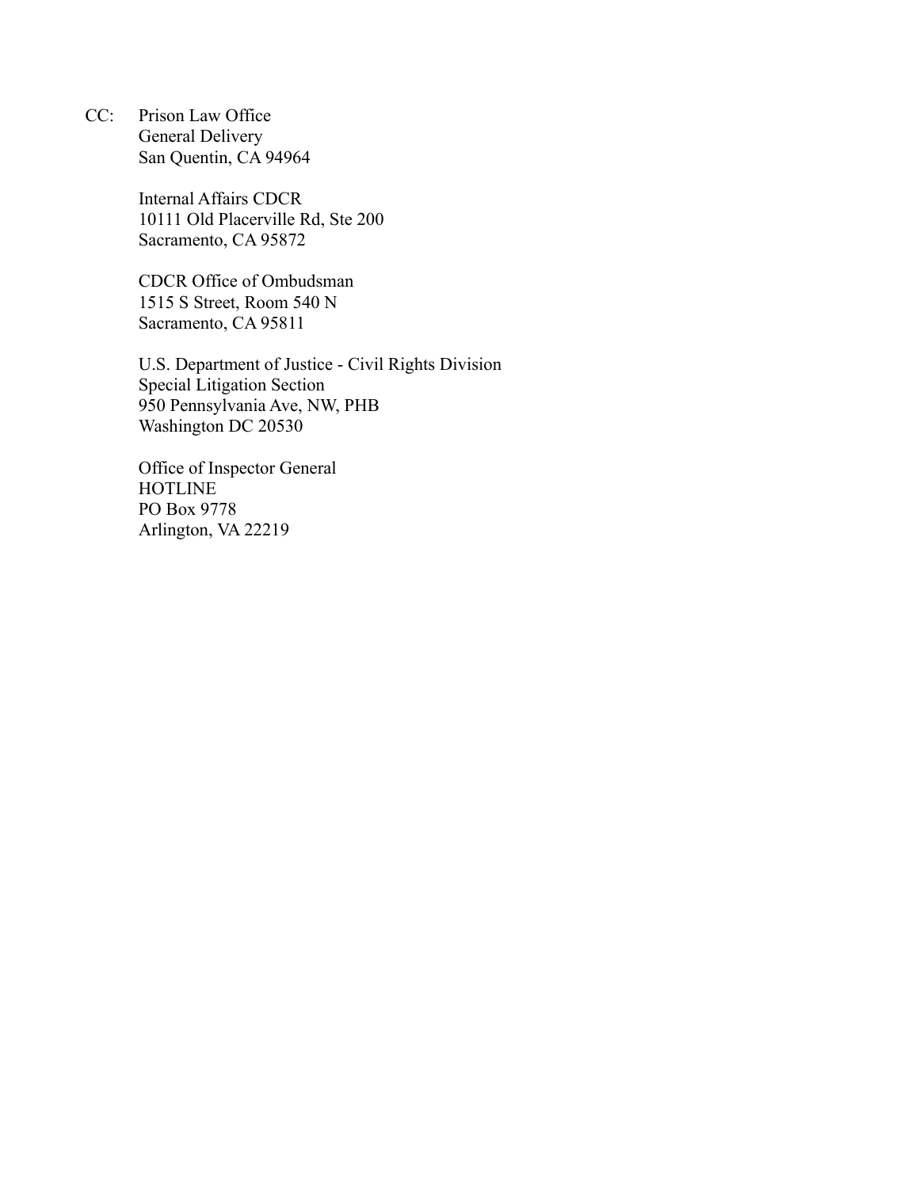CC: Prison Law Office
General Delivery
San Quentin, CA 94964

Internal Affairs CDCR
10111 Old Placerville Rd, Ste 200
Sacramento, CA 95872

CDCR Office of Ombudsman
1515 S Street, Room 540 N
Sacramento, CA 95811

U.S. Department of Justice - Civil Rights Division
Special Litigation Section
950 Pennsylvania Ave, NW, PHB
Washington DC 20530

Office of Inspector General
HOTLINE
PO Box 9778
Arlington, VA 22219